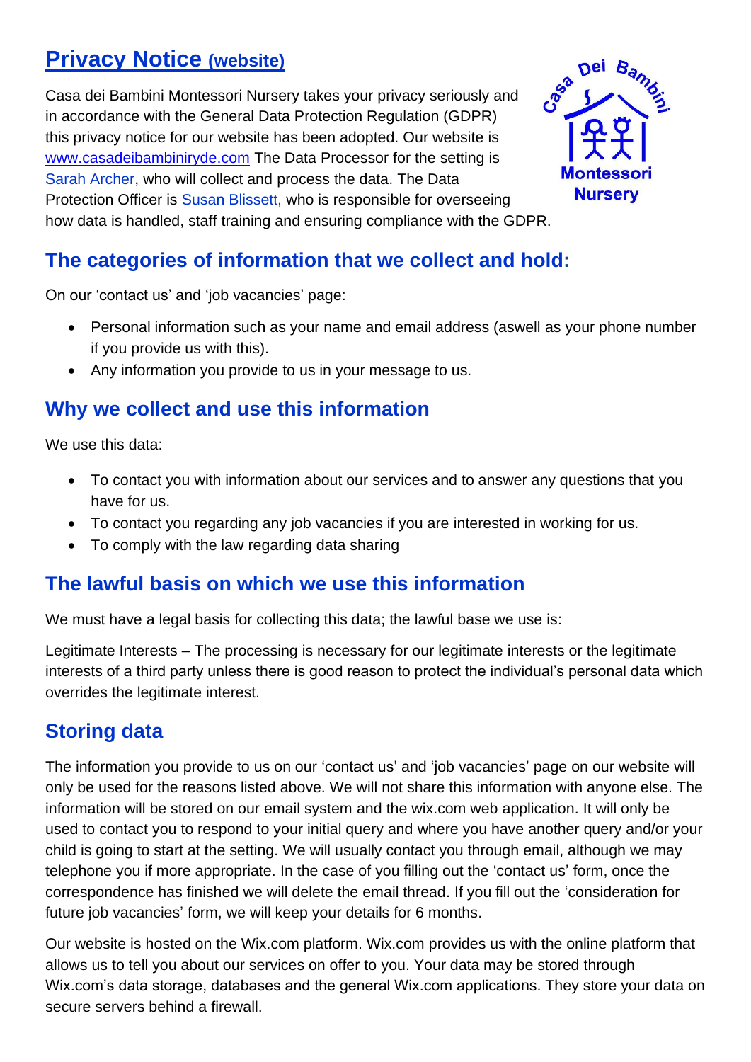# Privacy Notice (website)

Casa dei Bambini Montessori Nursery takes your privacy seriously and in accordance with the General Data Protection Regulation (GDPR) this privacy notice for our website has been adopted. Our website is www.casadeibambiniryde.com The Data Processor for the setting is Sarah Archer, who will collect and process the data. The Data Protection Officer is Susan Blissett, who is responsible for overseeing how data is handled, staff training and ensuring compliance with the GDPR.

## The categories of information that we collect and hold:

On our 'contact us' and 'job vacancies' page:

- Personal information such as your name and email address (aswell as your phone number if you provide us with this).
- Any information you provide to us in your message to us.

## Why we collect and use this information

We use this data:

- To contact you with information about our services and to answer any questions that you have for us.
- To contact you regarding any job vacancies if you are interested in working for us.
- To comply with the law regarding data sharing

## The lawful basis on which we use this information

We must have a legal basis for collecting this data; the lawful base we use is:

Legitimate Interests – The processing is necessary for our legitimate interests or the legitimate interests of a third party unless there is good reason to protect the individual's personal data which overrides the legitimate interest.

## Storing data

The information you provide to us on our 'contact us' and 'job vacancies' page on our website will only be used for the reasons listed above. We will not share this information with anyone else. The information will be stored on our email system and the wix.com web application. It will only be used to contact you to respond to your initial query and where you have another query and/or your child is going to start at the setting. We will usually contact you through email, although we may telephone you if more appropriate. In the case of you filling out the 'contact us' form, once the correspondence has finished we will delete the email thread. If you fill out the 'consideration for future job vacancies' form, we will keep your details for 6 months.

Our website is hosted on the Wix.com platform. Wix.com provides us with the online platform that allows us to tell you about our services on offer to you. Your data may be stored through Wix.com's data storage, databases and the general Wix.com applications. They store your data on secure servers behind a firewall.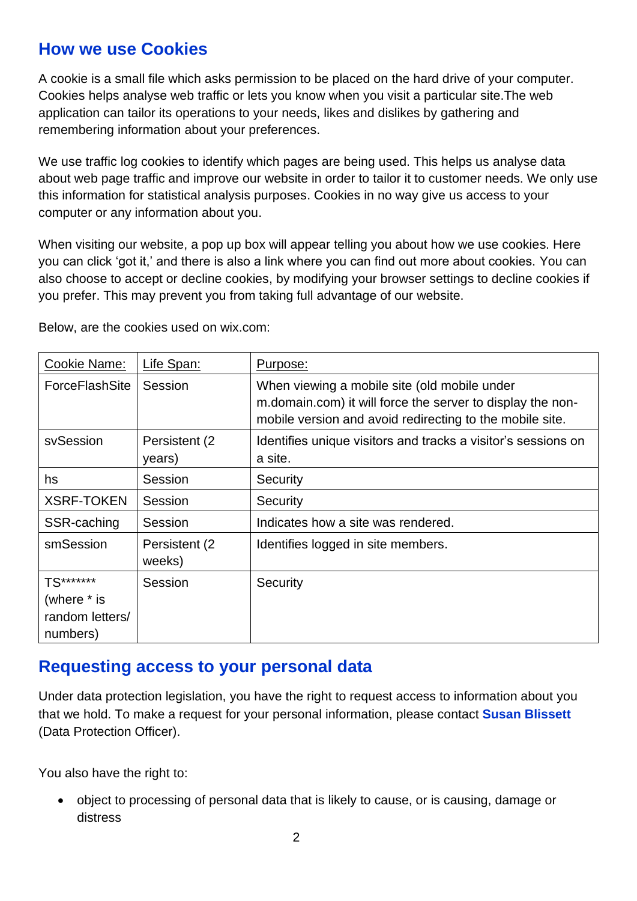## How we use Cookies

A cookie is a small file which asks permission to be placed on the hard drive of your computer. Cookies helps analyse web traffic or lets you know when you visit a particular site.The web application can tailor its operations to your needs, likes and dislikes by gathering and remembering information about your preferences.

We use traffic log cookies to identify which pages are being used. This helps us analyse data about web page traffic and improve our website in order to tailor it to customer needs. We only use this information for statistical analysis purposes. Cookies in no way give us access to your computer or any information about you.

When visiting our website, a pop up box will appear telling you about how we use cookies. Here you can click 'got it,' and there is also a link where you can find out more about cookies. You can also choose to accept or decline cookies, by modifying your browser settings to decline cookies if you prefer. This may prevent you from taking full advantage of our website.

Below, are the cookies used on wix.com:

| Cookie Name: | Life Span: | Purpose: |
|---|---|---|
| ForceFlashSite | Session | When viewing a mobile site (old mobile under m.domain.com) it will force the server to display the non-mobile version and avoid redirecting to the mobile site. |
| svSession | Persistent (2 years) | Identifies unique visitors and tracks a visitor's sessions on a site. |
| hs | Session | Security |
| XSRF-TOKEN | Session | Security |
| SSR-caching | Session | Indicates how a site was rendered. |
| smSession | Persistent (2 weeks) | Identifies logged in site members. |
| TS******* (where * is random letters/ numbers) | Session | Security |

## Requesting access to your personal data

Under data protection legislation, you have the right to request access to information about you that we hold. To make a request for your personal information, please contact **Susan Blissett** (Data Protection Officer).

You also have the right to:

- object to processing of personal data that is likely to cause, or is causing, damage or distress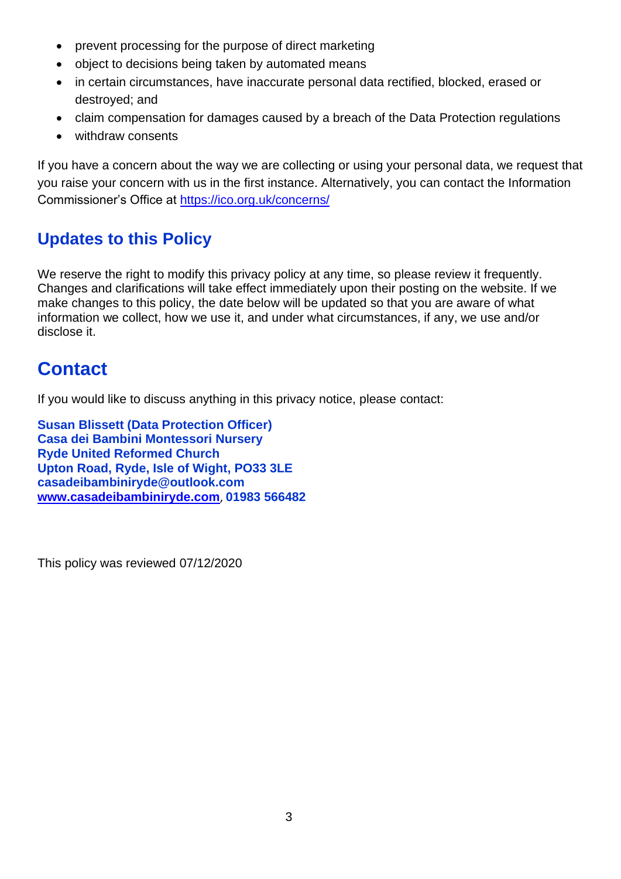- prevent processing for the purpose of direct marketing
- object to decisions being taken by automated means
- in certain circumstances, have inaccurate personal data rectified, blocked, erased or destroyed; and
- claim compensation for damages caused by a breach of the Data Protection regulations
- withdraw consents

If you have a concern about the way we are collecting or using your personal data, we request that you raise your concern with us in the first instance. Alternatively, you can contact the Information Commissioner's Office at https://ico.org.uk/concerns/

## Updates to this Policy

We reserve the right to modify this privacy policy at any time, so please review it frequently. Changes and clarifications will take effect immediately upon their posting on the website. If we make changes to this policy, the date below will be updated so that you are aware of what information we collect, how we use it, and under what circumstances, if any, we use and/or disclose it.

## Contact

If you would like to discuss anything in this privacy notice, please contact:

**Susan Blissett (Data Protection Officer)**
**Casa dei Bambini Montessori Nursery**
**Ryde United Reformed Church**
**Upton Road, Ryde, Isle of Wight, PO33 3LE**
**casadeibambiniryde@outlook.com**
**www.casadeibambiniryde.com, 01983 566482**

This policy was reviewed 07/12/2020